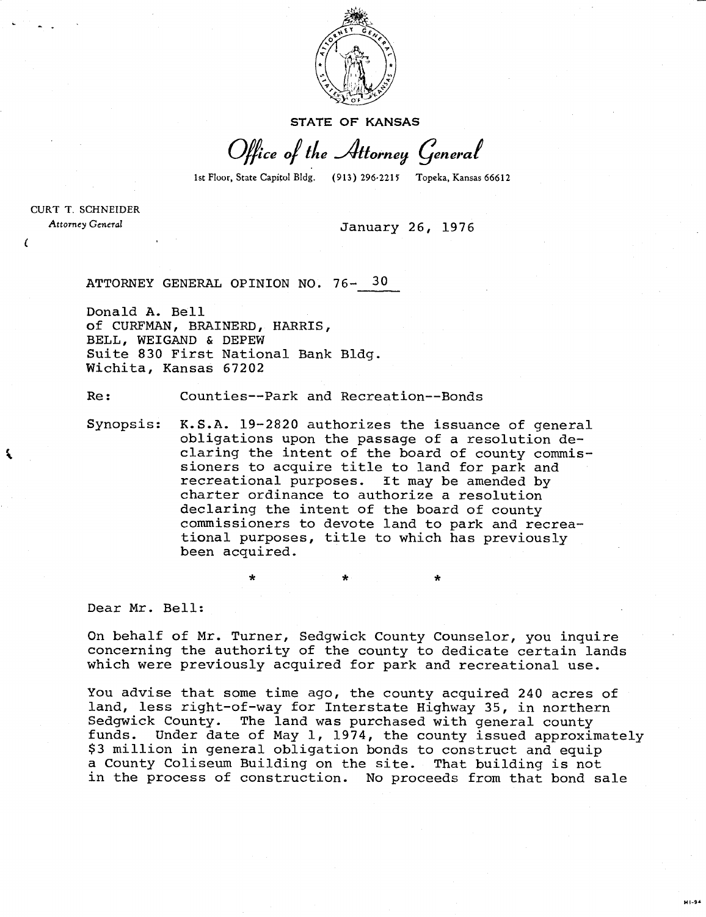STATE OF KANSAS

*Office of the Attorney General*

1st Floor, State Capitol Bldg. (913) 296-2215 Topeka, Kansas 66612

CURT T. SCHNEIDER
*Attorney General*

January 26, 1976

ATTORNEY GENERAL OPINION NO. 76- 30

Donald A. Bell
of CURFMAN, BRAINERD, HARRIS,
BELL, WEIGAND & DEPEW
Suite 830 First National Bank Bldg.
Wichita, Kansas 67202

Re: Counties--Park and Recreation--Bonds

Synopsis: K.S.A. 19-2820 authorizes the issuance of general obligations upon the passage of a resolution declaring the intent of the board of county commissioners to acquire title to land for park and recreational purposes. It may be amended by charter ordinance to authorize a resolution declaring the intent of the board of county commissioners to devote land to park and recreational purposes, title to which has previously been acquired.

\* \* \*

Dear Mr. Bell:

On behalf of Mr. Turner, Sedgwick County Counselor, you inquire concerning the authority of the county to dedicate certain lands which were previously acquired for park and recreational use.

You advise that some time ago, the county acquired 240 acres of land, less right-of-way for Interstate Highway 35, in northern Sedgwick County. The land was purchased with general county funds. Under date of May 1, 1974, the county issued approximately $3 million in general obligation bonds to construct and equip a County Coliseum Building on the site. That building is not in the process of construction. No proceeds from that bond sale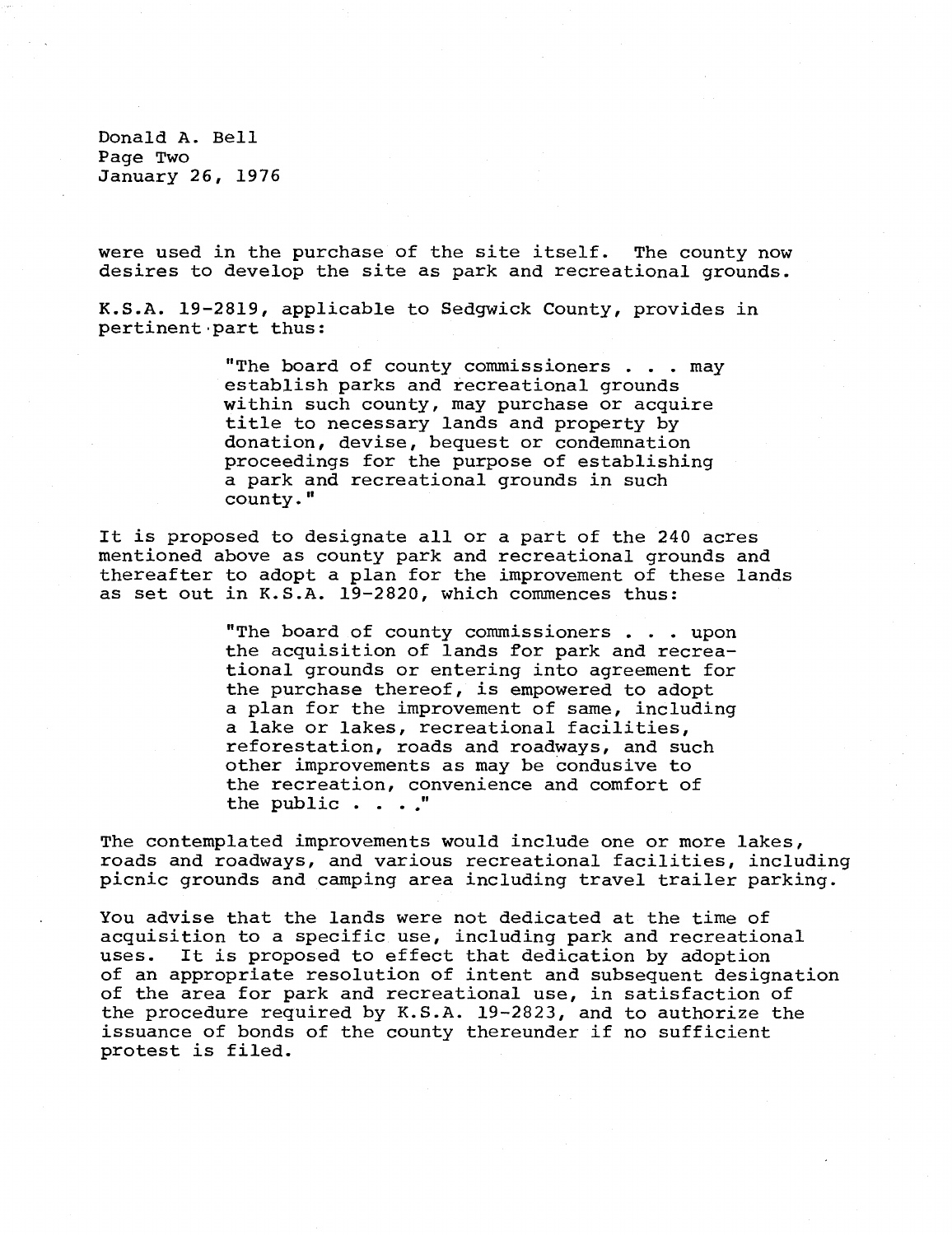were used in the purchase of the site itself. The county now desires to develop the site as park and recreational grounds.

K.S.A. 19-2819, applicable to Sedgwick County, provides in pertinent part thus:

> "The board of county commissioners . . . may establish parks and recreational grounds within such county, may purchase or acquire title to necessary lands and property by donation, devise, bequest or condemnation proceedings for the purpose of establishing a park and recreational grounds in such county."

It is proposed to designate all or a part of the 240 acres mentioned above as county park and recreational grounds and thereafter to adopt a plan for the improvement of these lands as set out in K.S.A. 19-2820, which commences thus:

> "The board of county commissioners . . . upon the acquisition of lands for park and recreational grounds or entering into agreement for the purchase thereof, is empowered to adopt a plan for the improvement of same, including a lake or lakes, recreational facilities, reforestation, roads and roadways, and such other improvements as may be condusive to the recreation, convenience and comfort of the public . . . ."

The contemplated improvements would include one or more lakes, roads and roadways, and various recreational facilities, including picnic grounds and camping area including travel trailer parking.

You advise that the lands were not dedicated at the time of acquisition to a specific use, including park and recreational uses. It is proposed to effect that dedication by adoption of an appropriate resolution of intent and subsequent designation of the area for park and recreational use, in satisfaction of the procedure required by K.S.A. 19-2823, and to authorize the issuance of bonds of the county thereunder if no sufficient protest is filed.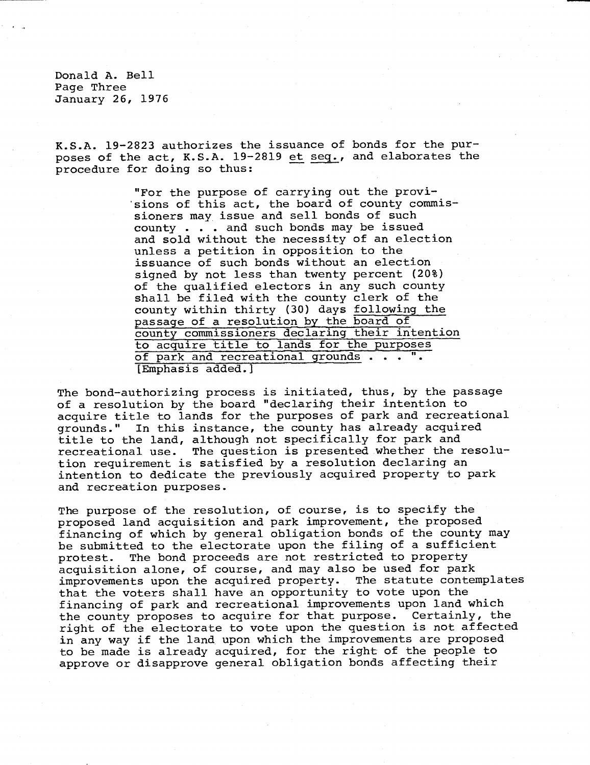Donald A. Bell
Page Three
January 26, 1976

K.S.A. 19-2823 authorizes the issuance of bonds for the purposes of the act, K.S.A. 19-2819 et seq., and elaborates the procedure for doing so thus:

> "For the purpose of carrying out the provisions of this act, the board of county commissioners may issue and sell bonds of such county . . . and such bonds may be issued and sold without the necessity of an election unless a petition in opposition to the issuance of such bonds without an election signed by not less than twenty percent (20%) of the qualified electors in any such county shall be filed with the county clerk of the county within thirty (30) days following the passage of a resolution by the board of county commissioners declaring their intention to acquire title to lands for the purposes of park and recreational grounds . . . ". [Emphasis added.]

The bond-authorizing process is initiated, thus, by the passage of a resolution by the board "declaring their intention to acquire title to lands for the purposes of park and recreational grounds." In this instance, the county has already acquired title to the land, although not specifically for park and recreational use. The question is presented whether the resolution requirement is satisfied by a resolution declaring an intention to dedicate the previously acquired property to park and recreation purposes.

The purpose of the resolution, of course, is to specify the proposed land acquisition and park improvement, the proposed financing of which by general obligation bonds of the county may be submitted to the electorate upon the filing of a sufficient protest. The bond proceeds are not restricted to property acquisition alone, of course, and may also be used for park improvements upon the acquired property. The statute contemplates that the voters shall have an opportunity to vote upon the financing of park and recreational improvements upon land which the county proposes to acquire for that purpose. Certainly, the right of the electorate to vote upon the question is not affected in any way if the land upon which the improvements are proposed to be made is already acquired, for the right of the people to approve or disapprove general obligation bonds affecting their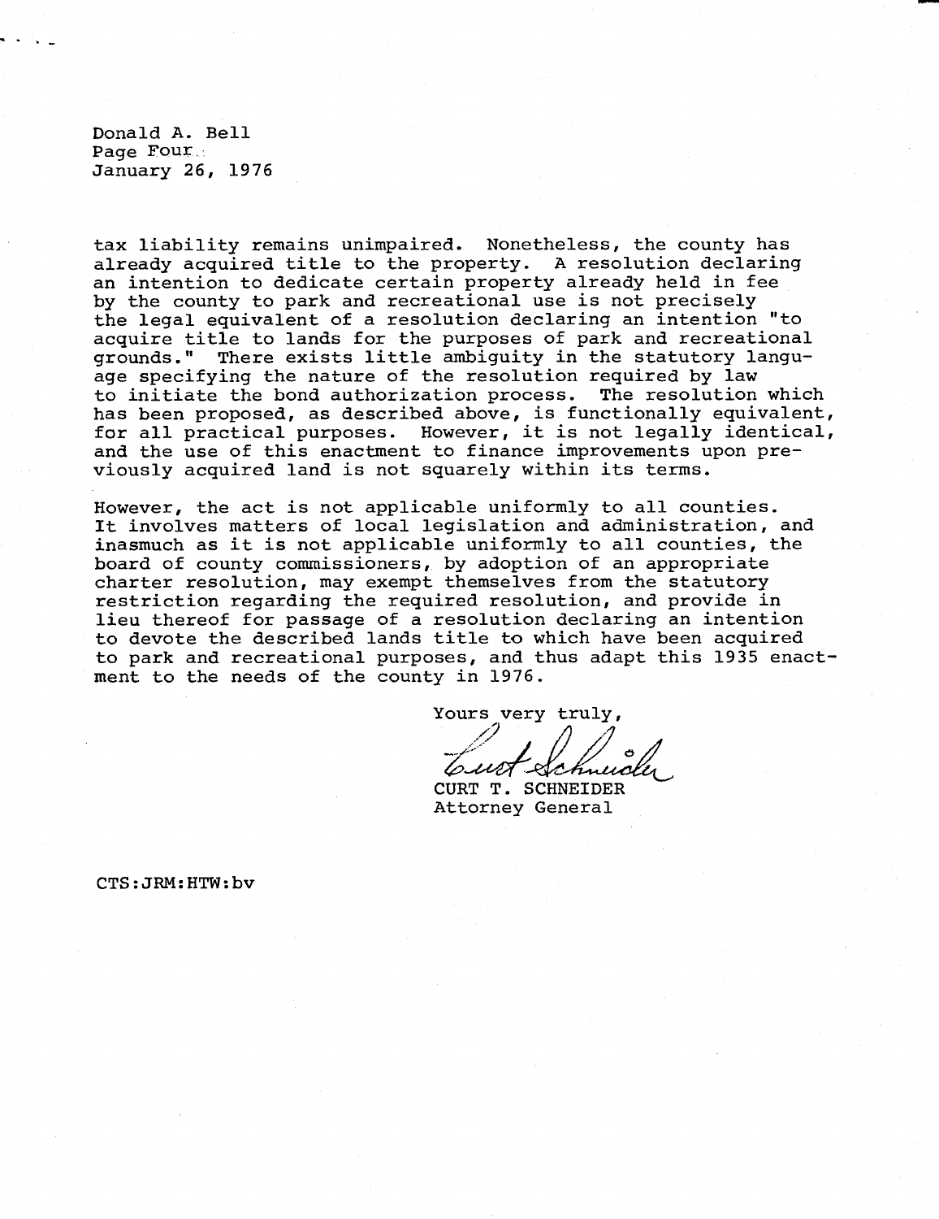tax liability remains unimpaired. Nonetheless, the county has already acquired title to the property. A resolution declaring an intention to dedicate certain property already held in fee by the county to park and recreational use is not precisely the legal equivalent of a resolution declaring an intention "to acquire title to lands for the purposes of park and recreational grounds." There exists little ambiguity in the statutory language specifying the nature of the resolution required by law to initiate the bond authorization process. The resolution which has been proposed, as described above, is functionally equivalent, for all practical purposes. However, it is not legally identical, and the use of this enactment to finance improvements upon previously acquired land is not squarely within its terms.

However, the act is not applicable uniformly to all counties. It involves matters of local legislation and administration, and inasmuch as it is not applicable uniformly to all counties, the board of county commissioners, by adoption of an appropriate charter resolution, may exempt themselves from the statutory restriction regarding the required resolution, and provide in lieu thereof for passage of a resolution declaring an intention to devote the described lands title to which have been acquired to park and recreational purposes, and thus adapt this 1935 enactment to the needs of the county in 1976.

Yours very truly,

Curt Schneider

CURT T. SCHNEIDER
Attorney General

CTS:JRM:HTW:bv